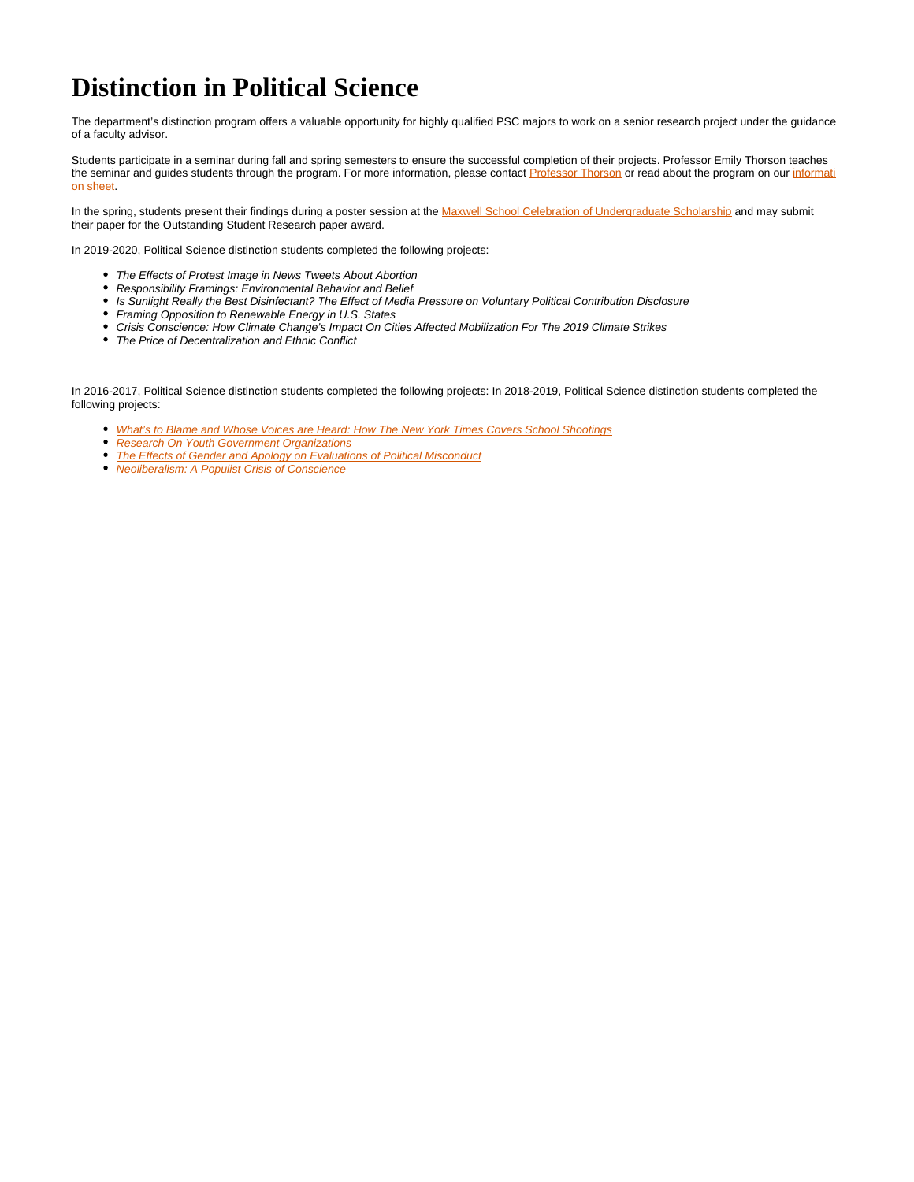# Distinction in Political Science

The department's distinction program offers a valuable opportunity for highly qualified PSC majors to work on a senior research project under the guidance of a faculty advisor.

Students participate in a seminar during fall and spring semesters to ensure the successful completion of their projects. Professor Emily Thorson teaches the seminar and guides students through the program. For more information, please contact Professor Thorson or read about the program on our information sheet.

In the spring, students present their findings during a poster session at the Maxwell School Celebration of Undergraduate Scholarship and may submit their paper for the Outstanding Student Research paper award.

In 2019-2020, Political Science distinction students completed the following projects:

- *The Effects of Protest Image in News Tweets About Abortion*
- *Responsibility Framings: Environmental Behavior and Belief*
- *Is Sunlight Really the Best Disinfectant? The Effect of Media Pressure on Voluntary Political Contribution Disclosure*
- *Framing Opposition to Renewable Energy in U.S. States*
- *Crisis Conscience: How Climate Change's Impact On Cities Affected Mobilization For The 2019 Climate Strikes*
- *The Price of Decentralization and Ethnic Conflict*

In 2016-2017, Political Science distinction students completed the following projects: In 2018-2019, Political Science distinction students completed the following projects:

- *What's to Blame and Whose Voices are Heard: How The New York Times Covers School Shootings*
- *Research On Youth Government Organizations*
- *The Effects of Gender and Apology on Evaluations of Political Misconduct*
- *Neoliberalism: A Populist Crisis of Conscience*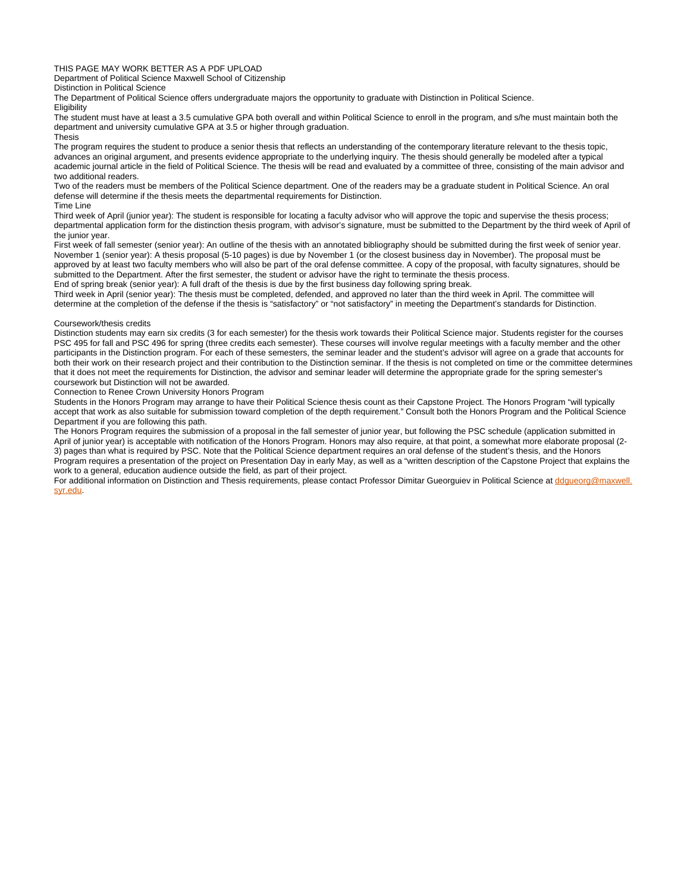THIS PAGE MAY WORK BETTER AS A PDF UPLOAD

Department of Political Science Maxwell School of Citizenship

# Distinction in Political Science

The Department of Political Science offers undergraduate majors the opportunity to graduate with Distinction in Political Science.

## Eligibility

The student must have at least a 3.5 cumulative GPA both overall and within Political Science to enroll in the program, and s/he must maintain both the department and university cumulative GPA at 3.5 or higher through graduation.

## Thesis

The program requires the student to produce a senior thesis that reflects an understanding of the contemporary literature relevant to the thesis topic, advances an original argument, and presents evidence appropriate to the underlying inquiry. The thesis should generally be modeled after a typical academic journal article in the field of Political Science. The thesis will be read and evaluated by a committee of three, consisting of the main advisor and two additional readers.

Two of the readers must be members of the Political Science department. One of the readers may be a graduate student in Political Science. An oral defense will determine if the thesis meets the departmental requirements for Distinction.

## Time Line

Third week of April (junior year): The student is responsible for locating a faculty advisor who will approve the topic and supervise the thesis process; departmental application form for the distinction thesis program, with advisor's signature, must be submitted to the Department by the third week of April of the junior year.

First week of fall semester (senior year): An outline of the thesis with an annotated bibliography should be submitted during the first week of senior year.

November 1 (senior year): A thesis proposal (5-10 pages) is due by November 1 (or the closest business day in November). The proposal must be approved by at least two faculty members who will also be part of the oral defense committee. A copy of the proposal, with faculty signatures, should be submitted to the Department. After the first semester, the student or advisor have the right to terminate the thesis process.

End of spring break (senior year): A full draft of the thesis is due by the first business day following spring break.

Third week in April (senior year): The thesis must be completed, defended, and approved no later than the third week in April. The committee will determine at the completion of the defense if the thesis is "satisfactory" or "not satisfactory" in meeting the Department's standards for Distinction.

## Coursework/thesis credits

Distinction students may earn six credits (3 for each semester) for the thesis work towards their Political Science major. Students register for the courses PSC 495 for fall and PSC 496 for spring (three credits each semester). These courses will involve regular meetings with a faculty member and the other participants in the Distinction program. For each of these semesters, the seminar leader and the student's advisor will agree on a grade that accounts for both their work on their research project and their contribution to the Distinction seminar. If the thesis is not completed on time or the committee determines that it does not meet the requirements for Distinction, the advisor and seminar leader will determine the appropriate grade for the spring semester's coursework but Distinction will not be awarded.

## Connection to Renee Crown University Honors Program

Students in the Honors Program may arrange to have their Political Science thesis count as their Capstone Project. The Honors Program "will typically accept that work as also suitable for submission toward completion of the depth requirement." Consult both the Honors Program and the Political Science Department if you are following this path.

The Honors Program requires the submission of a proposal in the fall semester of junior year, but following the PSC schedule (application submitted in April of junior year) is acceptable with notification of the Honors Program. Honors may also require, at that point, a somewhat more elaborate proposal (2-3) pages than what is required by PSC. Note that the Political Science department requires an oral defense of the student's thesis, and the Honors Program requires a presentation of the project on Presentation Day in early May, as well as a "written description of the Capstone Project that explains the work to a general, education audience outside the field, as part of their project.

For additional information on Distinction and Thesis requirements, please contact Professor Dimitar Gueorguiev in Political Science at ddgueorg@maxwell.syr.edu.